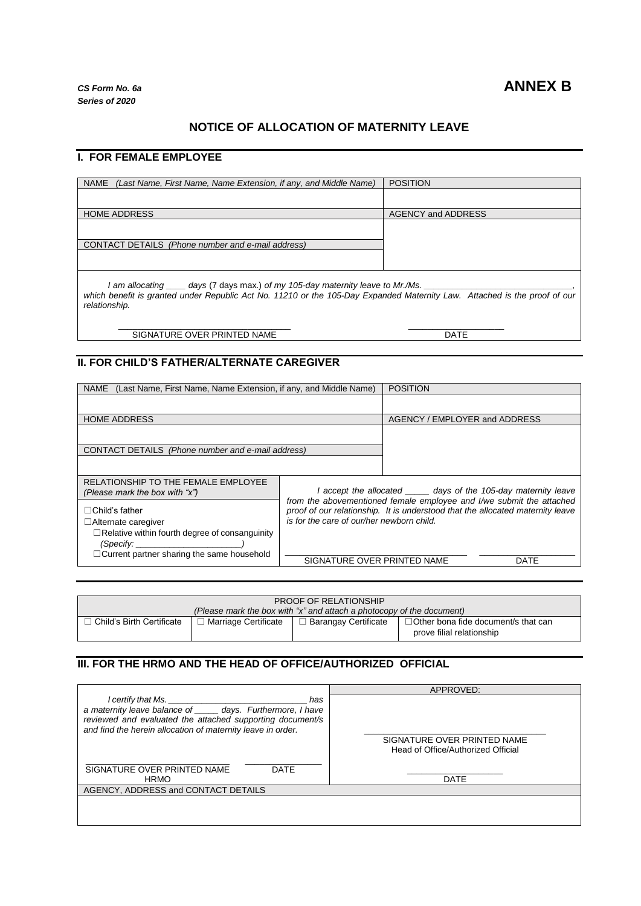*CS Form No. 6a*
*Series of 2020*

**ANNEX B**

## NOTICE OF ALLOCATION OF MATERNITY LEAVE

### I. FOR FEMALE EMPLOYEE

| NAME *(Last Name, First Name, Name Extension, if any, and Middle Name)* | POSITION |
|---|---|
| | |
| HOME ADDRESS | AGENCY and ADDRESS |
| | |
| CONTACT DETAILS *(Phone number and e-mail address)* | |
| | |

*I am allocating ____ days* (7 days max.) *of my 105-day maternity leave to Mr./Ms. ______________________________, which benefit is granted under Republic Act No. 11210 or the 105-Day Expanded Maternity Law. Attached is the proof of our relationship.*

_______________________________ SIGNATURE OVER PRINTED NAME

___________________ DATE

### II. FOR CHILD'S FATHER/ALTERNATE CAREGIVER

| NAME (Last Name, First Name, Name Extension, if any, and Middle Name) | POSITION |
|---|---|
| | |
| HOME ADDRESS | AGENCY / EMPLOYER and ADDRESS |
| | |
| CONTACT DETAILS *(Phone number and e-mail address)* | |
| | |

| RELATIONSHIP TO THE FEMALE EMPLOYEE *(Please mark the box with "x")* | |
|---|---|
| ☐Child's father<br>☐Alternate caregiver<br>☐Relative within fourth degree of consanguinity *(Specify: _____________________)*<br>☐Current partner sharing the same household | *I accept the allocated _____ days of the 105-day maternity leave from the abovementioned female employee and I/we submit the attached proof of our relationship. It is understood that the allocated maternity leave is for the care of our/her newborn child.*<br><br>SIGNATURE OVER PRINTED NAME &nbsp;&nbsp;&nbsp; DATE |

| PROOF OF RELATIONSHIP<br>*(Please mark the box with "x" and attach a photocopy of the document)* | | | |
|---|---|---|---|
| ☐ Child's Birth Certificate | ☐ Marriage Certificate | ☐ Barangay Certificate | ☐Other bona fide document/s that can prove filial relationship |

### III. FOR THE HRMO AND THE HEAD OF OFFICE/AUTHORIZED OFFICIAL

| | APPROVED: |
|---|---|
| *I certify that Ms. ______________________________ has a maternity leave balance of _____ days. Furthermore, I have reviewed and evaluated the attached supporting document/s and find the herein allocation of maternity leave in order.*<br><br>SIGNATURE OVER PRINTED NAME &nbsp;&nbsp;&nbsp; DATE<br>HRMO | SIGNATURE OVER PRINTED NAME<br>Head of Office/Authorized Official<br><br>DATE |
| AGENCY, ADDRESS and CONTACT DETAILS | |
| | |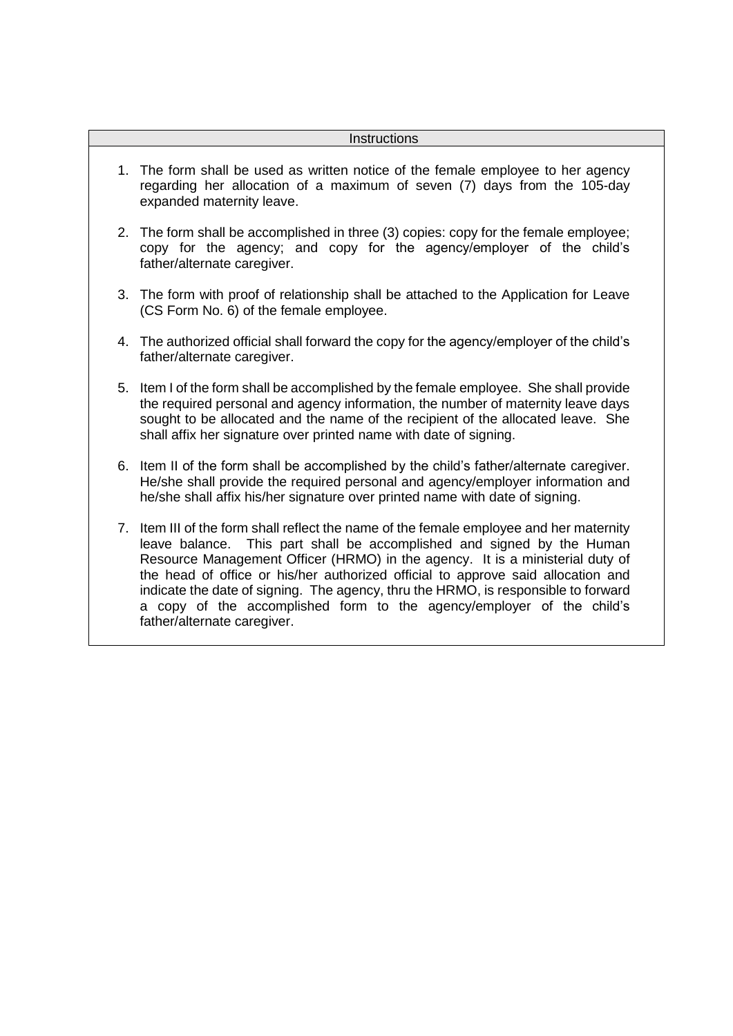## Instructions

1. The form shall be used as written notice of the female employee to her agency regarding her allocation of a maximum of seven (7) days from the 105-day expanded maternity leave.

2. The form shall be accomplished in three (3) copies: copy for the female employee; copy for the agency; and copy for the agency/employer of the child's father/alternate caregiver.

3. The form with proof of relationship shall be attached to the Application for Leave (CS Form No. 6) of the female employee.

4. The authorized official shall forward the copy for the agency/employer of the child's father/alternate caregiver.

5. Item I of the form shall be accomplished by the female employee. She shall provide the required personal and agency information, the number of maternity leave days sought to be allocated and the name of the recipient of the allocated leave. She shall affix her signature over printed name with date of signing.

6. Item II of the form shall be accomplished by the child's father/alternate caregiver. He/she shall provide the required personal and agency/employer information and he/she shall affix his/her signature over printed name with date of signing.

7. Item III of the form shall reflect the name of the female employee and her maternity leave balance. This part shall be accomplished and signed by the Human Resource Management Officer (HRMO) in the agency. It is a ministerial duty of the head of office or his/her authorized official to approve said allocation and indicate the date of signing. The agency, thru the HRMO, is responsible to forward a copy of the accomplished form to the agency/employer of the child's father/alternate caregiver.